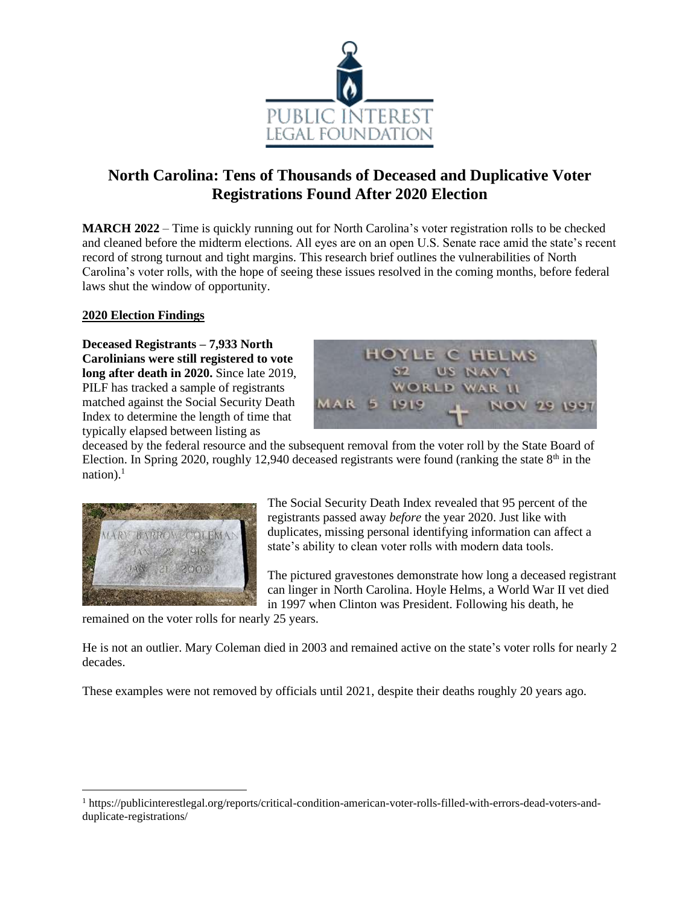# North Carolina: Tens of Thousands of Deceased and Duplicative Voter Registrations Found After 2020 Election

**MARCH 2022** – Time is quickly running out for North Carolina's voter registration rolls to be checked and cleaned before the midterm elections. All eyes are on an open U.S. Senate race amid the state's recent record of strong turnout and tight margins. This research brief outlines the vulnerabilities of North Carolina's voter rolls, with the hope of seeing these issues resolved in the coming months, before federal laws shut the window of opportunity.

## 2020 Election Findings

**Deceased Registrants – 7,933 North Carolinians were still registered to vote long after death in 2020.** Since late 2019, PILF has tracked a sample of registrants matched against the Social Security Death Index to determine the length of time that typically elapsed between listing as deceased by the federal resource and the subsequent removal from the voter roll by the State Board of Election. In Spring 2020, roughly 12,940 deceased registrants were found (ranking the state 8th in the nation).[1]

The Social Security Death Index revealed that 95 percent of the registrants passed away *before* the year 2020. Just like with duplicates, missing personal identifying information can affect a state's ability to clean voter rolls with modern data tools.

The pictured gravestones demonstrate how long a deceased registrant can linger in North Carolina. Hoyle Helms, a World War II vet died in 1997 when Clinton was President. Following his death, he remained on the voter rolls for nearly 25 years.

He is not an outlier. Mary Coleman died in 2003 and remained active on the state's voter rolls for nearly 2 decades.

These examples were not removed by officials until 2021, despite their deaths roughly 20 years ago.

[1] https://publicinterestlegal.org/reports/critical-condition-american-voter-rolls-filled-with-errors-dead-voters-and-duplicate-registrations/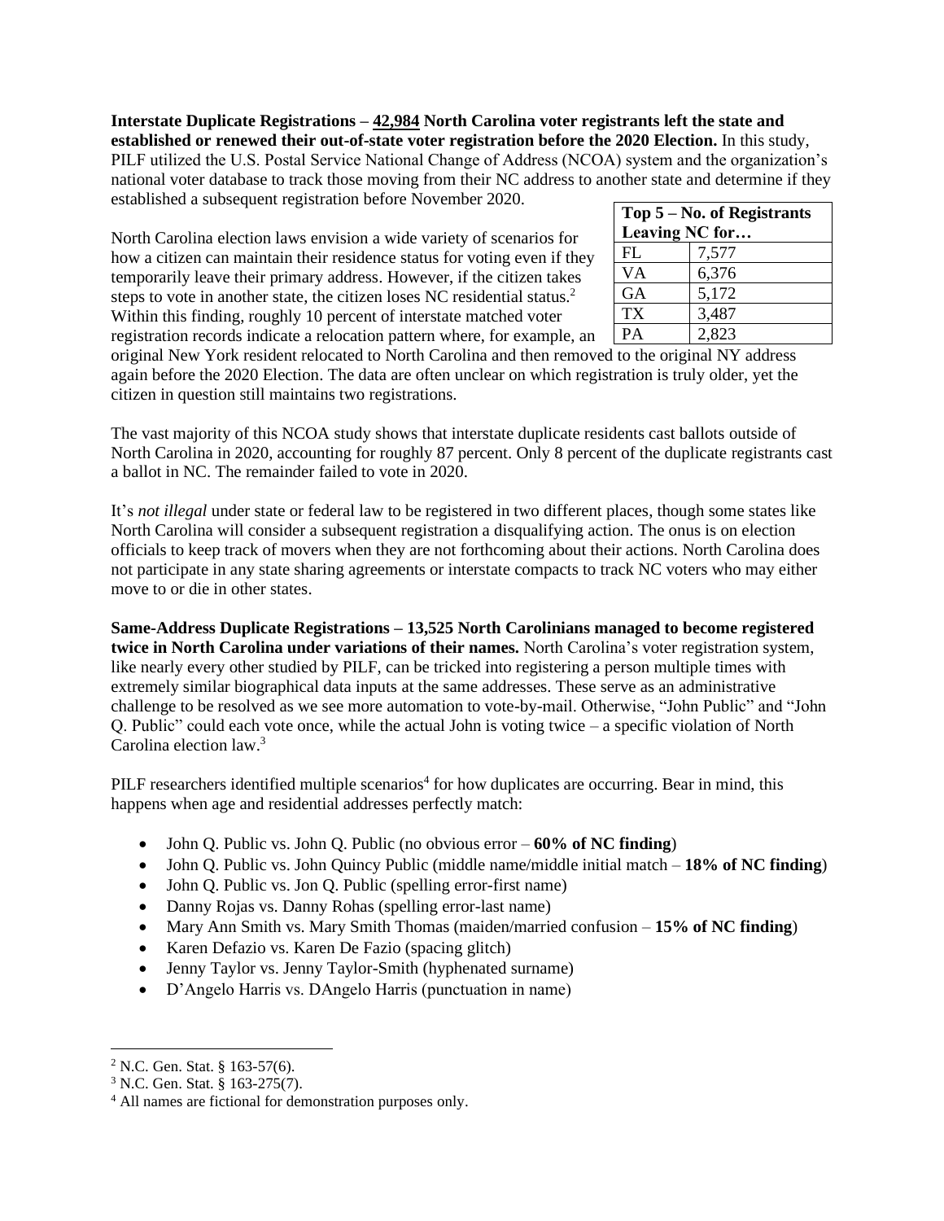**Interstate Duplicate Registrations – 42,984 North Carolina voter registrants left the state and established or renewed their out-of-state voter registration before the 2020 Election.** In this study, PILF utilized the U.S. Postal Service National Change of Address (NCOA) system and the organization's national voter database to track those moving from their NC address to another state and determine if they established a subsequent registration before November 2020.

| Top 5 – No. of Registrants Leaving NC for… | |
|---|---|
| FL | 7,577 |
| VA | 6,376 |
| GA | 5,172 |
| TX | 3,487 |
| PA | 2,823 |

North Carolina election laws envision a wide variety of scenarios for how a citizen can maintain their residence status for voting even if they temporarily leave their primary address. However, if the citizen takes steps to vote in another state, the citizen loses NC residential status.[2] Within this finding, roughly 10 percent of interstate matched voter registration records indicate a relocation pattern where, for example, an original New York resident relocated to North Carolina and then removed to the original NY address again before the 2020 Election. The data are often unclear on which registration is truly older, yet the citizen in question still maintains two registrations.

The vast majority of this NCOA study shows that interstate duplicate residents cast ballots outside of North Carolina in 2020, accounting for roughly 87 percent. Only 8 percent of the duplicate registrants cast a ballot in NC. The remainder failed to vote in 2020.

It's *not illegal* under state or federal law to be registered in two different places, though some states like North Carolina will consider a subsequent registration a disqualifying action. The onus is on election officials to keep track of movers when they are not forthcoming about their actions. North Carolina does not participate in any state sharing agreements or interstate compacts to track NC voters who may either move to or die in other states.

**Same-Address Duplicate Registrations – 13,525 North Carolinians managed to become registered twice in North Carolina under variations of their names.** North Carolina's voter registration system, like nearly every other studied by PILF, can be tricked into registering a person multiple times with extremely similar biographical data inputs at the same addresses. These serve as an administrative challenge to be resolved as we see more automation to vote-by-mail. Otherwise, "John Public" and "John Q. Public" could each vote once, while the actual John is voting twice – a specific violation of North Carolina election law.[3]

PILF researchers identified multiple scenarios[4] for how duplicates are occurring. Bear in mind, this happens when age and residential addresses perfectly match:

- John Q. Public vs. John Q. Public (no obvious error – **60% of NC finding**)
- John Q. Public vs. John Quincy Public (middle name/middle initial match – **18% of NC finding**)
- John Q. Public vs. Jon Q. Public (spelling error-first name)
- Danny Rojas vs. Danny Rohas (spelling error-last name)
- Mary Ann Smith vs. Mary Smith Thomas (maiden/married confusion – **15% of NC finding**)
- Karen Defazio vs. Karen De Fazio (spacing glitch)
- Jenny Taylor vs. Jenny Taylor-Smith (hyphenated surname)
- D'Angelo Harris vs. DAngelo Harris (punctuation in name)

---

[2] N.C. Gen. Stat. § 163-57(6).

[3] N.C. Gen. Stat. § 163-275(7).

[4] All names are fictional for demonstration purposes only.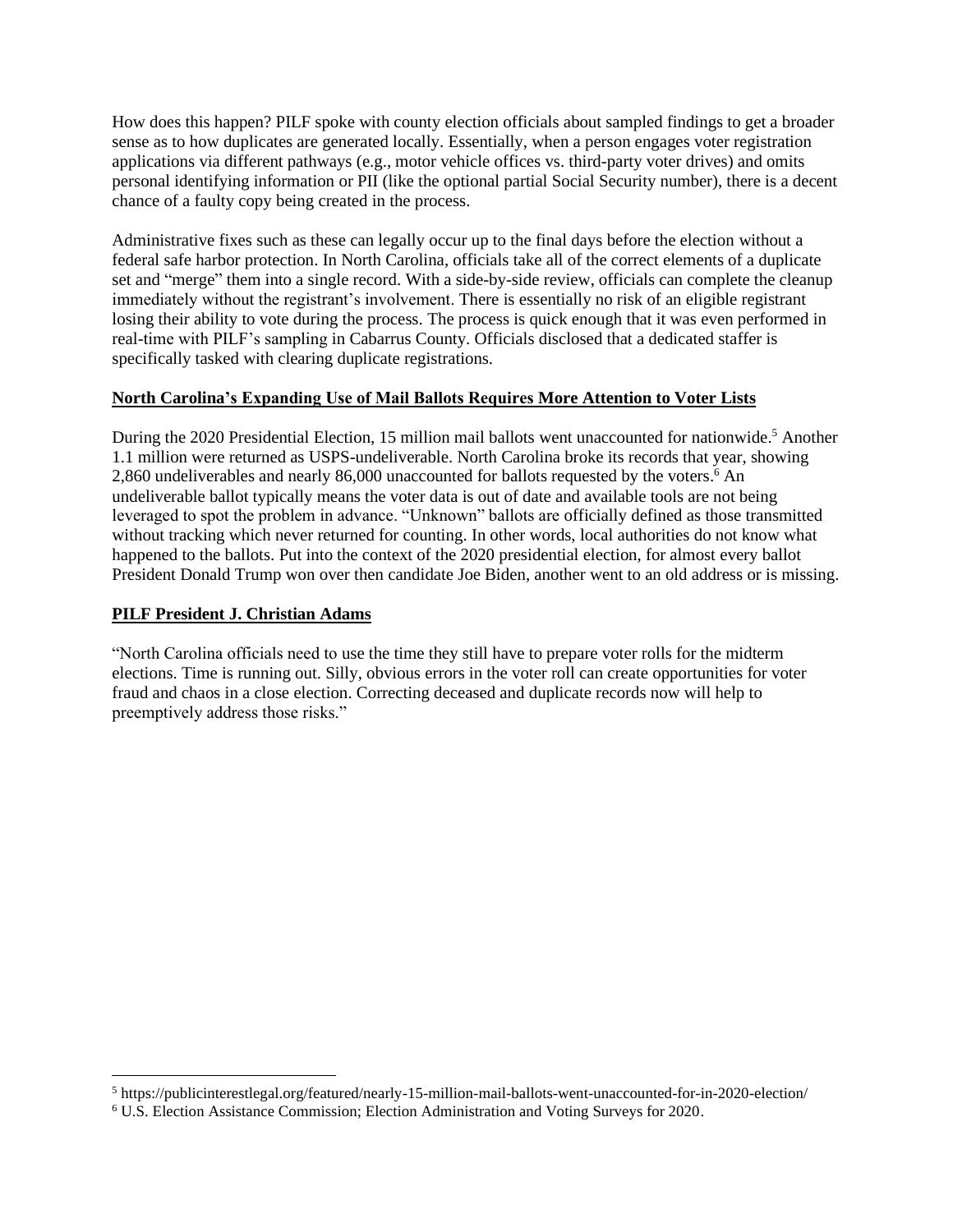How does this happen? PILF spoke with county election officials about sampled findings to get a broader sense as to how duplicates are generated locally. Essentially, when a person engages voter registration applications via different pathways (e.g., motor vehicle offices vs. third-party voter drives) and omits personal identifying information or PII (like the optional partial Social Security number), there is a decent chance of a faulty copy being created in the process.

Administrative fixes such as these can legally occur up to the final days before the election without a federal safe harbor protection. In North Carolina, officials take all of the correct elements of a duplicate set and "merge" them into a single record. With a side-by-side review, officials can complete the cleanup immediately without the registrant's involvement. There is essentially no risk of an eligible registrant losing their ability to vote during the process. The process is quick enough that it was even performed in real-time with PILF's sampling in Cabarrus County. Officials disclosed that a dedicated staffer is specifically tasked with clearing duplicate registrations.

## North Carolina's Expanding Use of Mail Ballots Requires More Attention to Voter Lists

During the 2020 Presidential Election, 15 million mail ballots went unaccounted for nationwide.[5] Another 1.1 million were returned as USPS-undeliverable. North Carolina broke its records that year, showing 2,860 undeliverables and nearly 86,000 unaccounted for ballots requested by the voters.[6] An undeliverable ballot typically means the voter data is out of date and available tools are not being leveraged to spot the problem in advance. "Unknown" ballots are officially defined as those transmitted without tracking which never returned for counting. In other words, local authorities do not know what happened to the ballots. Put into the context of the 2020 presidential election, for almost every ballot President Donald Trump won over then candidate Joe Biden, another went to an old address or is missing.

## PILF President J. Christian Adams

"North Carolina officials need to use the time they still have to prepare voter rolls for the midterm elections. Time is running out. Silly, obvious errors in the voter roll can create opportunities for voter fraud and chaos in a close election. Correcting deceased and duplicate records now will help to preemptively address those risks."

---

[5] https://publicinterestlegal.org/featured/nearly-15-million-mail-ballots-went-unaccounted-for-in-2020-election/

[6] U.S. Election Assistance Commission; Election Administration and Voting Surveys for 2020.